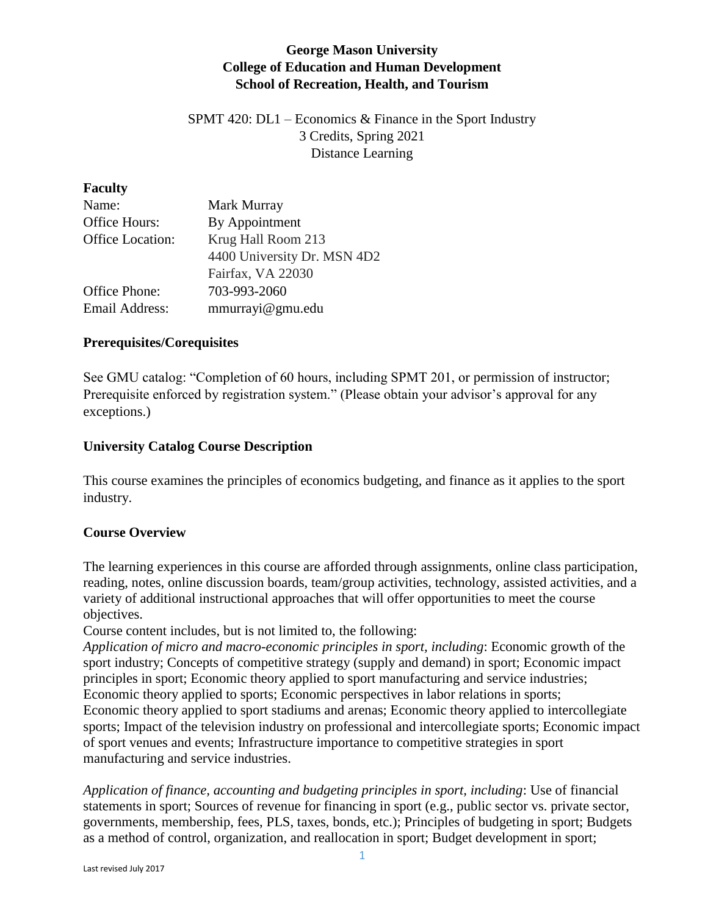**George Mason University**
**College of Education and Human Development**
**School of Recreation, Health, and Tourism**

SPMT 420: DL1 – Economics & Finance in the Sport Industry
3 Credits, Spring 2021
Distance Learning

## Faculty

| | |
|---|---|
| Name: | Mark Murray |
| Office Hours: | By Appointment |
| Office Location: | Krug Hall Room 213<br>4400 University Dr. MSN 4D2<br>Fairfax, VA 22030 |
| Office Phone: | 703-993-2060 |
| Email Address: | mmurrayi@gmu.edu |

## Prerequisites/Corequisites

See GMU catalog: "Completion of 60 hours, including SPMT 201, or permission of instructor; Prerequisite enforced by registration system." (Please obtain your advisor's approval for any exceptions.)

## University Catalog Course Description

This course examines the principles of economics budgeting, and finance as it applies to the sport industry.

## Course Overview

The learning experiences in this course are afforded through assignments, online class participation, reading, notes, online discussion boards, team/group activities, technology, assisted activities, and a variety of additional instructional approaches that will offer opportunities to meet the course objectives.

Course content includes, but is not limited to, the following:

*Application of micro and macro-economic principles in sport, including*: Economic growth of the sport industry; Concepts of competitive strategy (supply and demand) in sport; Economic impact principles in sport; Economic theory applied to sport manufacturing and service industries; Economic theory applied to sports; Economic perspectives in labor relations in sports; Economic theory applied to sport stadiums and arenas; Economic theory applied to intercollegiate sports; Impact of the television industry on professional and intercollegiate sports; Economic impact of sport venues and events; Infrastructure importance to competitive strategies in sport manufacturing and service industries.

*Application of finance, accounting and budgeting principles in sport, including*: Use of financial statements in sport; Sources of revenue for financing in sport (e.g., public sector vs. private sector, governments, membership, fees, PLS, taxes, bonds, etc.); Principles of budgeting in sport; Budgets as a method of control, organization, and reallocation in sport; Budget development in sport;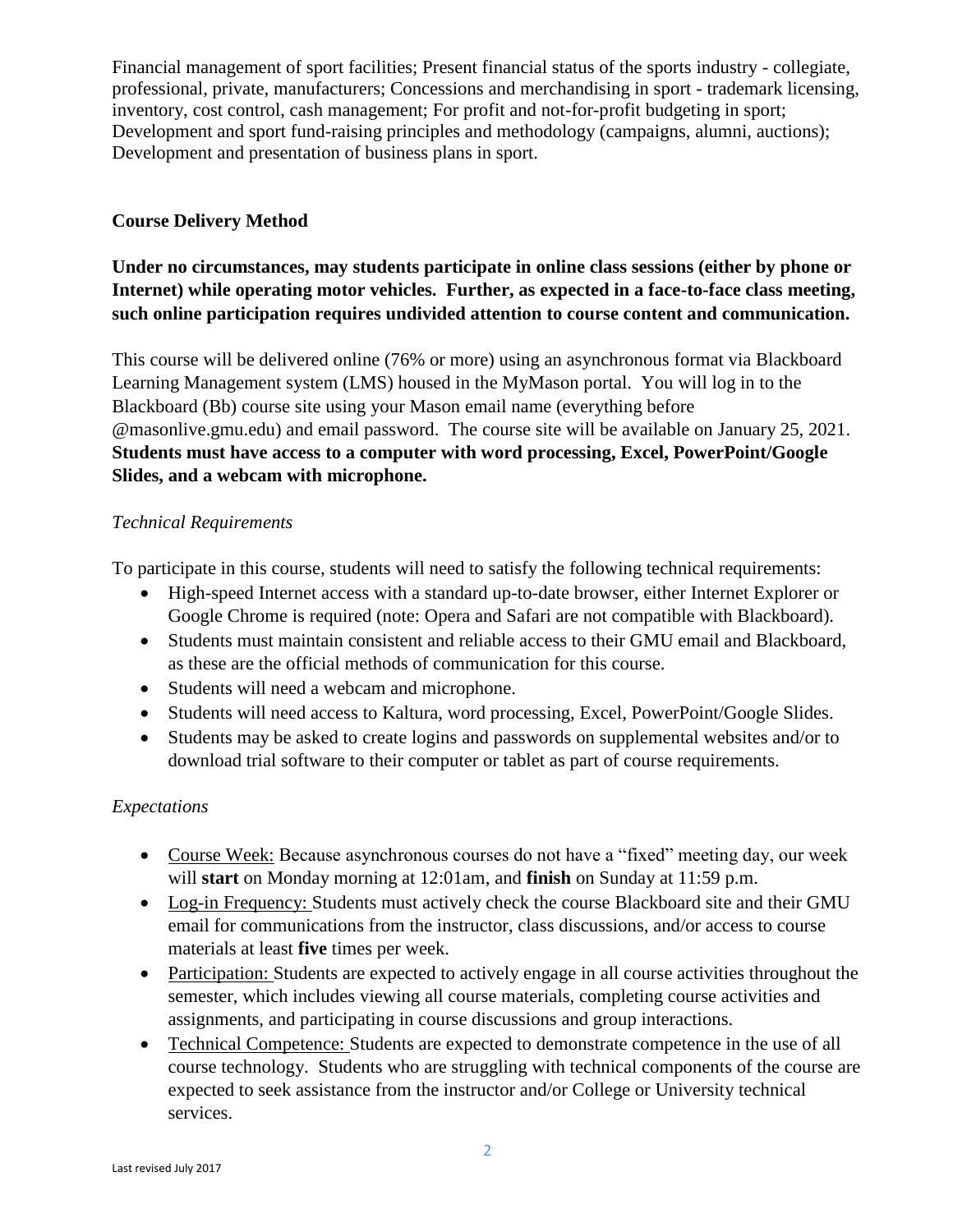Financial management of sport facilities; Present financial status of the sports industry - collegiate, professional, private, manufacturers; Concessions and merchandising in sport - trademark licensing, inventory, cost control, cash management; For profit and not-for-profit budgeting in sport; Development and sport fund-raising principles and methodology (campaigns, alumni, auctions); Development and presentation of business plans in sport.

## Course Delivery Method

**Under no circumstances, may students participate in online class sessions (either by phone or Internet) while operating motor vehicles. Further, as expected in a face-to-face class meeting, such online participation requires undivided attention to course content and communication.**

This course will be delivered online (76% or more) using an asynchronous format via Blackboard Learning Management system (LMS) housed in the MyMason portal. You will log in to the Blackboard (Bb) course site using your Mason email name (everything before @masonlive.gmu.edu) and email password. The course site will be available on January 25, 2021. **Students must have access to a computer with word processing, Excel, PowerPoint/Google Slides, and a webcam with microphone.**

### *Technical Requirements*

To participate in this course, students will need to satisfy the following technical requirements:

- High-speed Internet access with a standard up-to-date browser, either Internet Explorer or Google Chrome is required (note: Opera and Safari are not compatible with Blackboard).
- Students must maintain consistent and reliable access to their GMU email and Blackboard, as these are the official methods of communication for this course.
- Students will need a webcam and microphone.
- Students will need access to Kaltura, word processing, Excel, PowerPoint/Google Slides.
- Students may be asked to create logins and passwords on supplemental websites and/or to download trial software to their computer or tablet as part of course requirements.

### *Expectations*

- Course Week: Because asynchronous courses do not have a "fixed" meeting day, our week will **start** on Monday morning at 12:01am, and **finish** on Sunday at 11:59 p.m.
- Log-in Frequency: Students must actively check the course Blackboard site and their GMU email for communications from the instructor, class discussions, and/or access to course materials at least **five** times per week.
- Participation: Students are expected to actively engage in all course activities throughout the semester, which includes viewing all course materials, completing course activities and assignments, and participating in course discussions and group interactions.
- Technical Competence: Students are expected to demonstrate competence in the use of all course technology. Students who are struggling with technical components of the course are expected to seek assistance from the instructor and/or College or University technical services.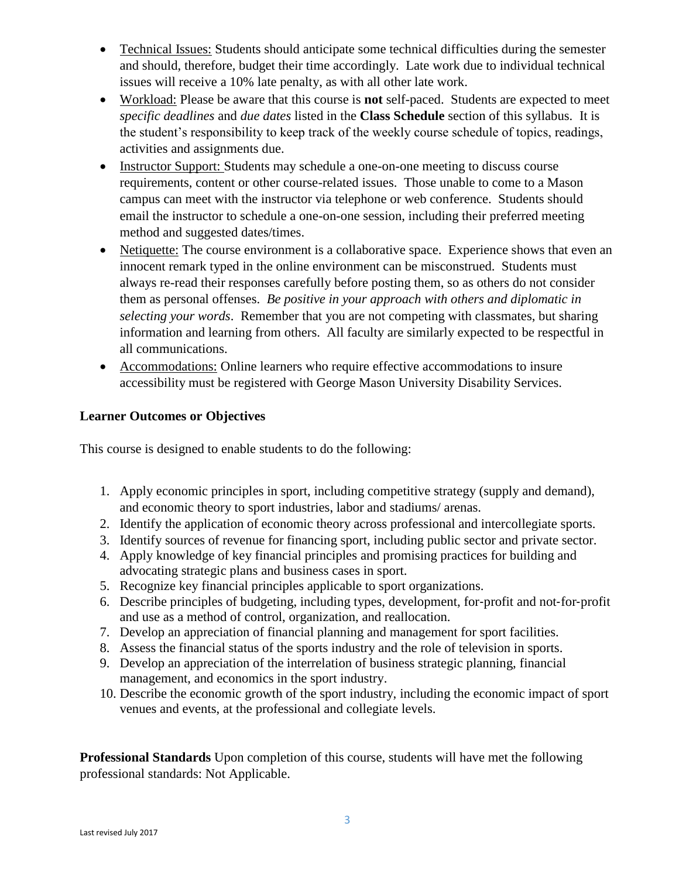- Technical Issues: Students should anticipate some technical difficulties during the semester and should, therefore, budget their time accordingly. Late work due to individual technical issues will receive a 10% late penalty, as with all other late work.
- Workload: Please be aware that this course is **not** self-paced. Students are expected to meet *specific deadlines* and *due dates* listed in the **Class Schedule** section of this syllabus. It is the student's responsibility to keep track of the weekly course schedule of topics, readings, activities and assignments due.
- Instructor Support: Students may schedule a one-on-one meeting to discuss course requirements, content or other course-related issues. Those unable to come to a Mason campus can meet with the instructor via telephone or web conference. Students should email the instructor to schedule a one-on-one session, including their preferred meeting method and suggested dates/times.
- Netiquette: The course environment is a collaborative space. Experience shows that even an innocent remark typed in the online environment can be misconstrued. Students must always re-read their responses carefully before posting them, so as others do not consider them as personal offenses. *Be positive in your approach with others and diplomatic in selecting your words*. Remember that you are not competing with classmates, but sharing information and learning from others. All faculty are similarly expected to be respectful in all communications.
- Accommodations: Online learners who require effective accommodations to insure accessibility must be registered with George Mason University Disability Services.

**Learner Outcomes or Objectives**

This course is designed to enable students to do the following:

1. Apply economic principles in sport, including competitive strategy (supply and demand), and economic theory to sport industries, labor and stadiums/ arenas.
2. Identify the application of economic theory across professional and intercollegiate sports.
3. Identify sources of revenue for financing sport, including public sector and private sector.
4. Apply knowledge of key financial principles and promising practices for building and advocating strategic plans and business cases in sport.
5. Recognize key financial principles applicable to sport organizations.
6. Describe principles of budgeting, including types, development, for-profit and not-for-profit and use as a method of control, organization, and reallocation.
7. Develop an appreciation of financial planning and management for sport facilities.
8. Assess the financial status of the sports industry and the role of television in sports.
9. Develop an appreciation of the interrelation of business strategic planning, financial management, and economics in the sport industry.
10. Describe the economic growth of the sport industry, including the economic impact of sport venues and events, at the professional and collegiate levels.

**Professional Standards** Upon completion of this course, students will have met the following professional standards: Not Applicable.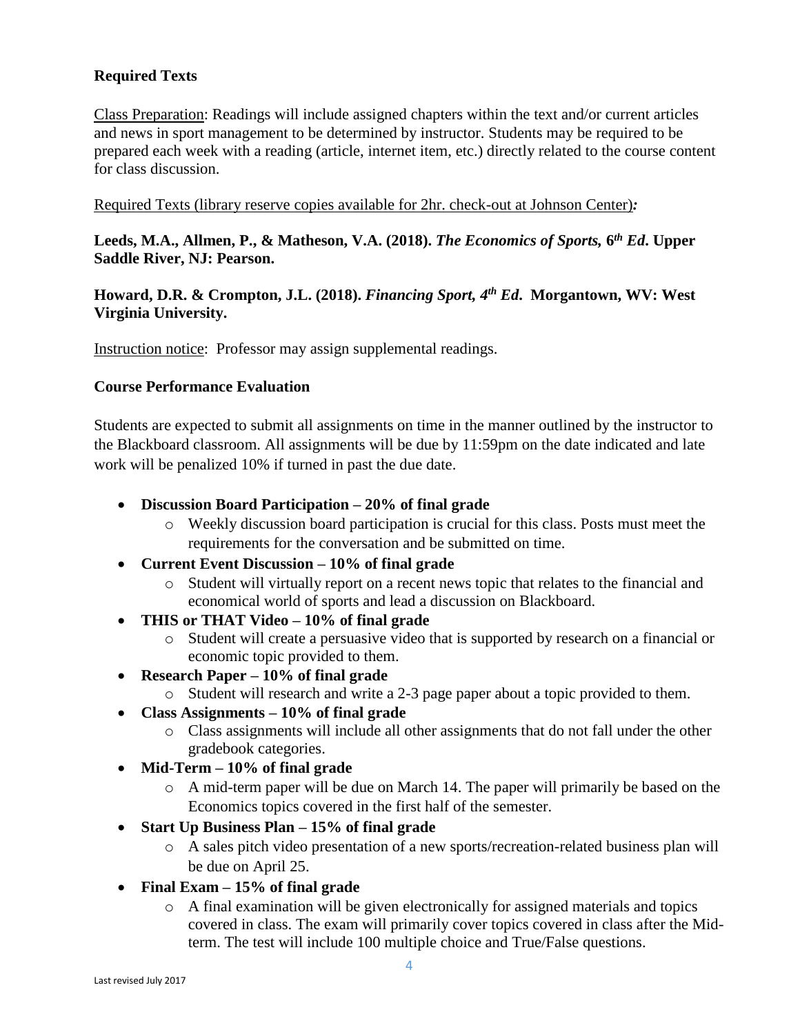### Required Texts

Class Preparation: Readings will include assigned chapters within the text and/or current articles and news in sport management to be determined by instructor. Students may be required to be prepared each week with a reading (article, internet item, etc.) directly related to the course content for class discussion.

Required Texts (library reserve copies available for 2hr. check-out at Johnson Center)***:***

**Leeds, M.A., Allmen, P., & Matheson, V.A. (2018). *The Economics of Sports,* 6*th Ed*. Upper Saddle River, NJ: Pearson.**

**Howard, D.R. & Crompton, J.L. (2018). *Financing Sport, 4th Ed*. Morgantown, WV: West Virginia University.**

Instruction notice: Professor may assign supplemental readings.

### Course Performance Evaluation

Students are expected to submit all assignments on time in the manner outlined by the instructor to the Blackboard classroom. All assignments will be due by 11:59pm on the date indicated and late work will be penalized 10% if turned in past the due date.

- **Discussion Board Participation – 20% of final grade**
  - Weekly discussion board participation is crucial for this class. Posts must meet the requirements for the conversation and be submitted on time.
- **Current Event Discussion – 10% of final grade**
  - Student will virtually report on a recent news topic that relates to the financial and economical world of sports and lead a discussion on Blackboard.
- **THIS or THAT Video – 10% of final grade**
  - Student will create a persuasive video that is supported by research on a financial or economic topic provided to them.
- **Research Paper – 10% of final grade**
  - Student will research and write a 2-3 page paper about a topic provided to them.
- **Class Assignments – 10% of final grade**
  - Class assignments will include all other assignments that do not fall under the other gradebook categories.
- **Mid-Term – 10% of final grade**
  - A mid-term paper will be due on March 14. The paper will primarily be based on the Economics topics covered in the first half of the semester.
- **Start Up Business Plan – 15% of final grade**
  - A sales pitch video presentation of a new sports/recreation-related business plan will be due on April 25.
- **Final Exam – 15% of final grade**
  - A final examination will be given electronically for assigned materials and topics covered in class. The exam will primarily cover topics covered in class after the Mid-term. The test will include 100 multiple choice and True/False questions.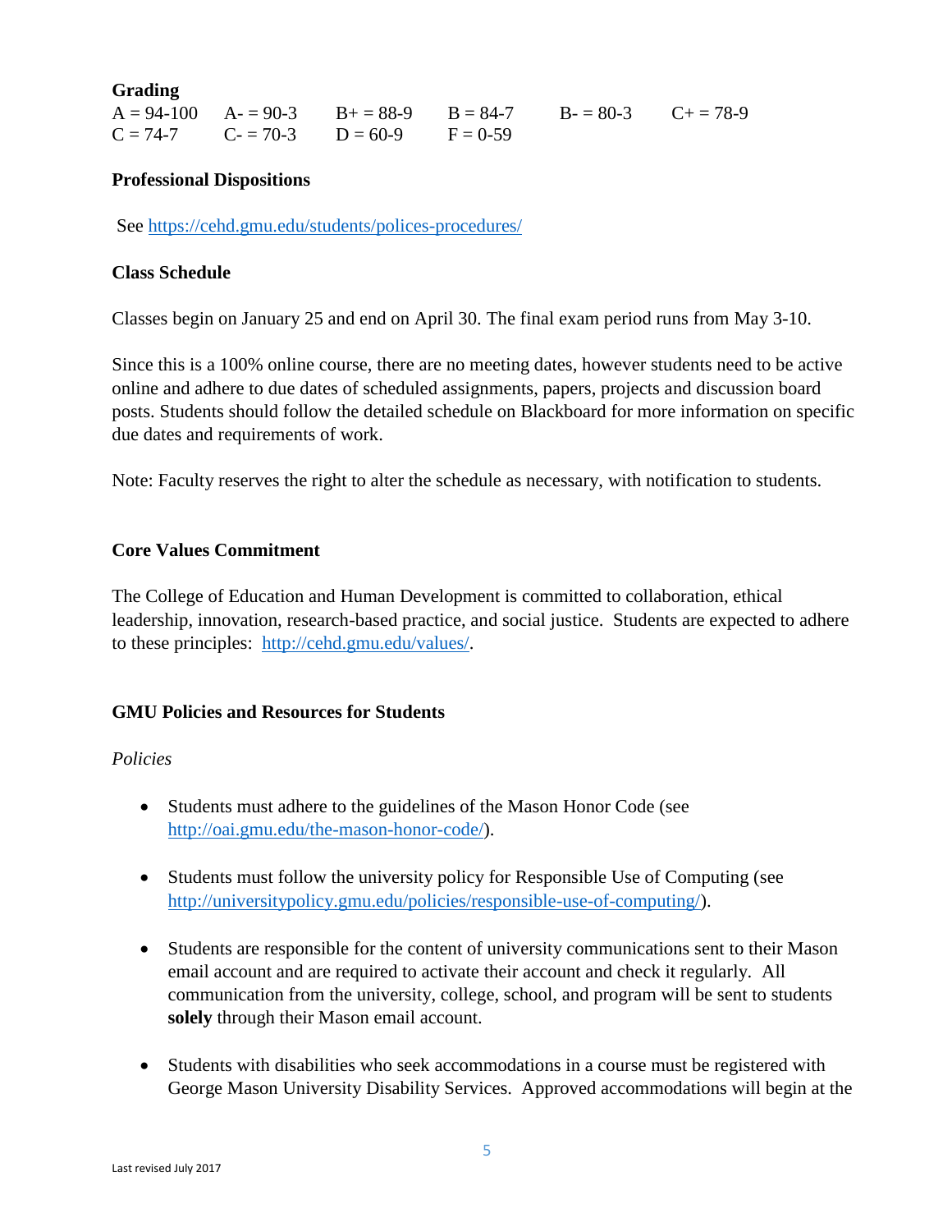**Grading**

| | | | | | |
|---|---|---|---|---|---|
| A = 94-100 | A- = 90-3 | B+ = 88-9 | B = 84-7 | B- = 80-3 | C+ = 78-9 |
| C = 74-7 | C- = 70-3 | D = 60-9 | F = 0-59 | | |

**Professional Dispositions**

See https://cehd.gmu.edu/students/polices-procedures/

**Class Schedule**

Classes begin on January 25 and end on April 30. The final exam period runs from May 3-10.

Since this is a 100% online course, there are no meeting dates, however students need to be active online and adhere to due dates of scheduled assignments, papers, projects and discussion board posts. Students should follow the detailed schedule on Blackboard for more information on specific due dates and requirements of work.

Note: Faculty reserves the right to alter the schedule as necessary, with notification to students.

**Core Values Commitment**

The College of Education and Human Development is committed to collaboration, ethical leadership, innovation, research-based practice, and social justice. Students are expected to adhere to these principles: http://cehd.gmu.edu/values/.

**GMU Policies and Resources for Students**

*Policies*

- Students must adhere to the guidelines of the Mason Honor Code (see http://oai.gmu.edu/the-mason-honor-code/).

- Students must follow the university policy for Responsible Use of Computing (see http://universitypolicy.gmu.edu/policies/responsible-use-of-computing/).

- Students are responsible for the content of university communications sent to their Mason email account and are required to activate their account and check it regularly. All communication from the university, college, school, and program will be sent to students **solely** through their Mason email account.

- Students with disabilities who seek accommodations in a course must be registered with George Mason University Disability Services. Approved accommodations will begin at the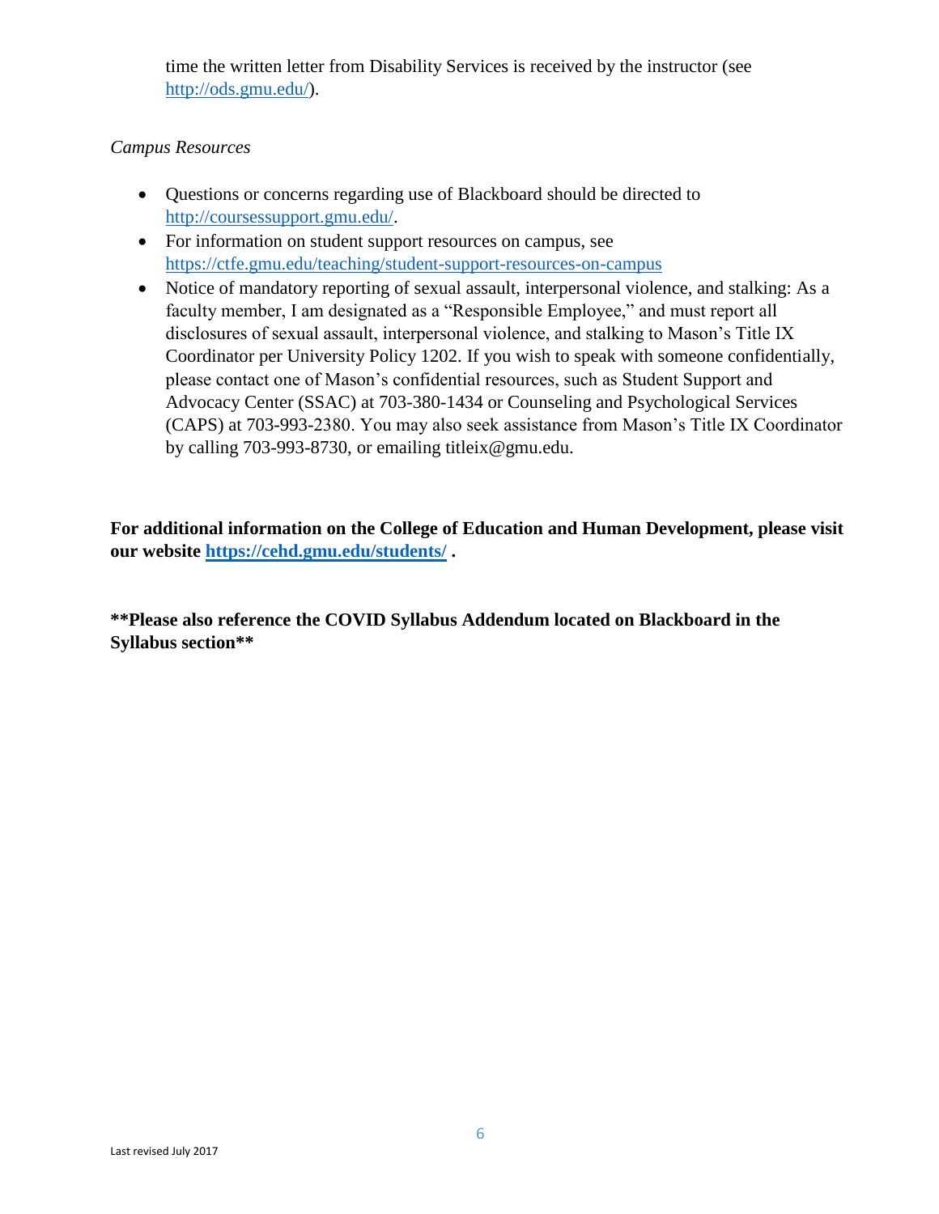time the written letter from Disability Services is received by the instructor (see http://ods.gmu.edu/).

*Campus Resources*

- Questions or concerns regarding use of Blackboard should be directed to http://coursessupport.gmu.edu/.
- For information on student support resources on campus, see https://ctfe.gmu.edu/teaching/student-support-resources-on-campus
- Notice of mandatory reporting of sexual assault, interpersonal violence, and stalking: As a faculty member, I am designated as a "Responsible Employee," and must report all disclosures of sexual assault, interpersonal violence, and stalking to Mason's Title IX Coordinator per University Policy 1202. If you wish to speak with someone confidentially, please contact one of Mason's confidential resources, such as Student Support and Advocacy Center (SSAC) at 703-380-1434 or Counseling and Psychological Services (CAPS) at 703-993-2380. You may also seek assistance from Mason's Title IX Coordinator by calling 703-993-8730, or emailing titleix@gmu.edu.

**For additional information on the College of Education and Human Development, please visit our website https://cehd.gmu.edu/students/ .**

**\*\*Please also reference the COVID Syllabus Addendum located on Blackboard in the Syllabus section\*\***

Last revised July 2017